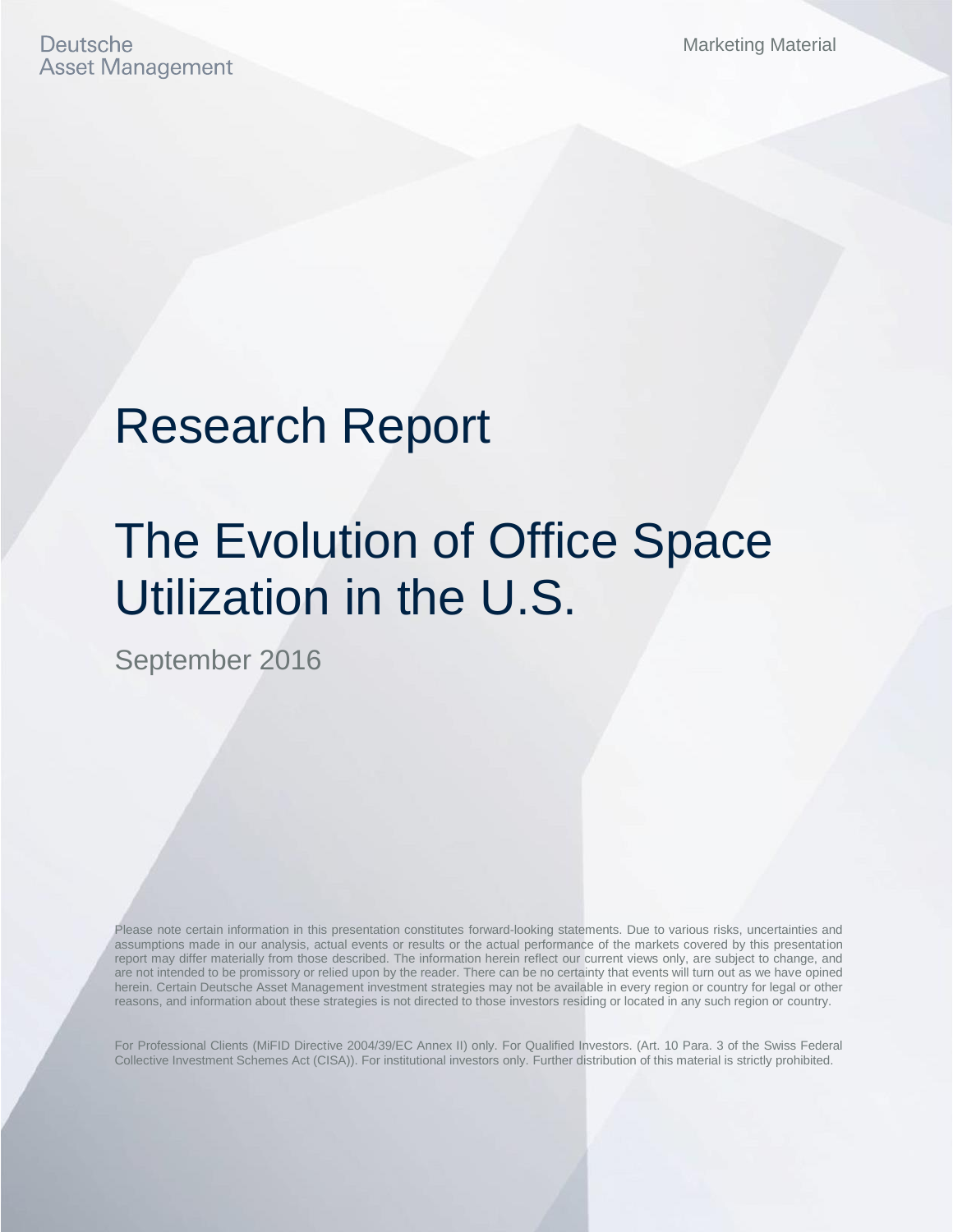Deutsche
Asset Management

Marketing Material

# Research Report

# The Evolution of Office Space Utilization in the U.S.

September 2016

Please note certain information in this presentation constitutes forward-looking statements. Due to various risks, uncertainties and assumptions made in our analysis, actual events or results or the actual performance of the markets covered by this presentation report may differ materially from those described. The information herein reflect our current views only, are subject to change, and are not intended to be promissory or relied upon by the reader. There can be no certainty that events will turn out as we have opined herein. Certain Deutsche Asset Management investment strategies may not be available in every region or country for legal or other reasons, and information about these strategies is not directed to those investors residing or located in any such region or country.

For Professional Clients (MiFID Directive 2004/39/EC Annex II) only. For Qualified Investors. (Art. 10 Para. 3 of the Swiss Federal Collective Investment Schemes Act (CISA)). For institutional investors only. Further distribution of this material is strictly prohibited.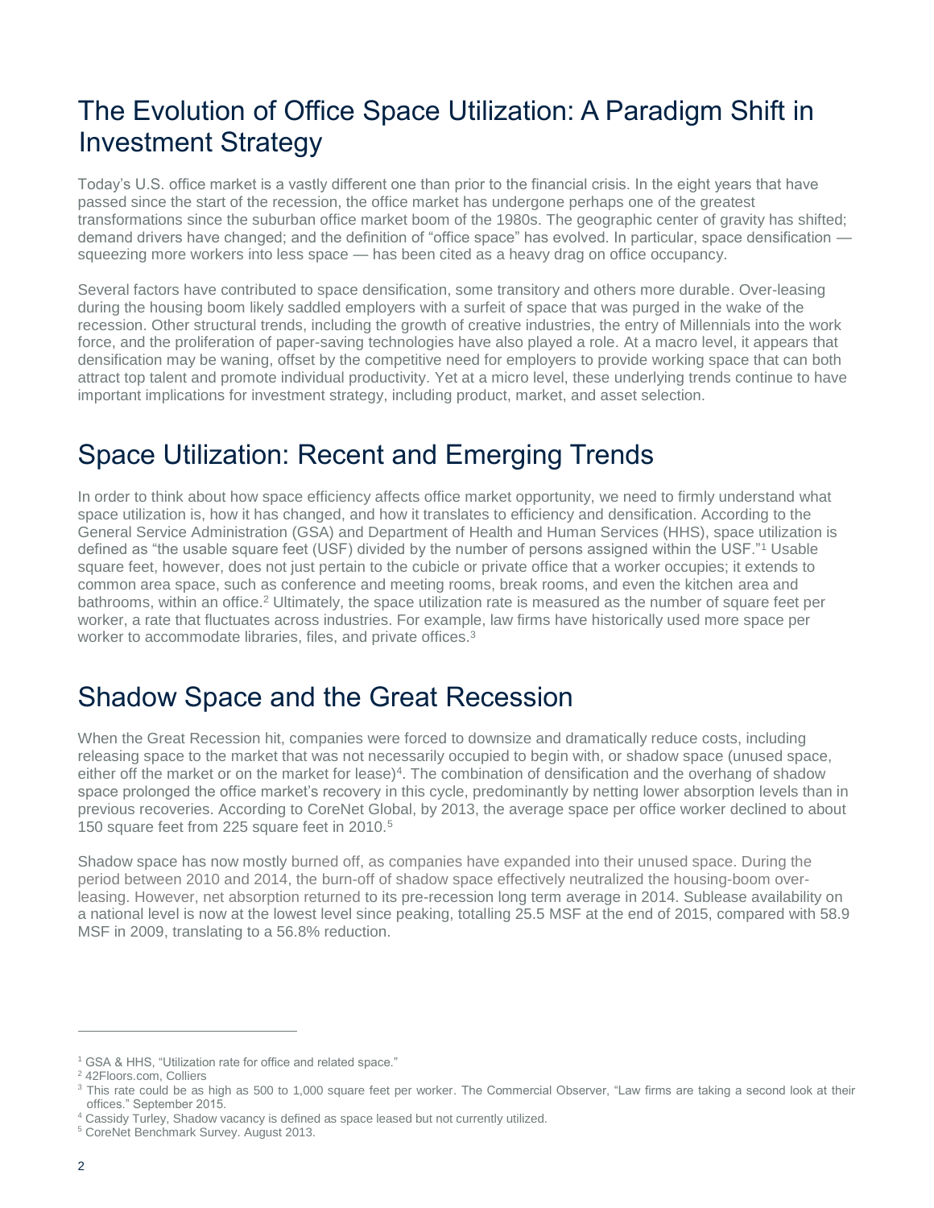## The Evolution of Office Space Utilization: A Paradigm Shift in Investment Strategy

Today's U.S. office market is a vastly different one than prior to the financial crisis. In the eight years that have passed since the start of the recession, the office market has undergone perhaps one of the greatest transformations since the suburban office market boom of the 1980s. The geographic center of gravity has shifted; demand drivers have changed; and the definition of "office space" has evolved. In particular, space densification — squeezing more workers into less space — has been cited as a heavy drag on office occupancy.

Several factors have contributed to space densification, some transitory and others more durable. Over-leasing during the housing boom likely saddled employers with a surfeit of space that was purged in the wake of the recession. Other structural trends, including the growth of creative industries, the entry of Millennials into the work force, and the proliferation of paper-saving technologies have also played a role. At a macro level, it appears that densification may be waning, offset by the competitive need for employers to provide working space that can both attract top talent and promote individual productivity. Yet at a micro level, these underlying trends continue to have important implications for investment strategy, including product, market, and asset selection.

## Space Utilization: Recent and Emerging Trends

In order to think about how space efficiency affects office market opportunity, we need to firmly understand what space utilization is, how it has changed, and how it translates to efficiency and densification. According to the General Service Administration (GSA) and Department of Health and Human Services (HHS), space utilization is defined as "the usable square feet (USF) divided by the number of persons assigned within the USF."[1] Usable square feet, however, does not just pertain to the cubicle or private office that a worker occupies; it extends to common area space, such as conference and meeting rooms, break rooms, and even the kitchen area and bathrooms, within an office.[2] Ultimately, the space utilization rate is measured as the number of square feet per worker, a rate that fluctuates across industries. For example, law firms have historically used more space per worker to accommodate libraries, files, and private offices.[3]

## Shadow Space and the Great Recession

When the Great Recession hit, companies were forced to downsize and dramatically reduce costs, including releasing space to the market that was not necessarily occupied to begin with, or shadow space (unused space, either off the market or on the market for lease)[4]. The combination of densification and the overhang of shadow space prolonged the office market's recovery in this cycle, predominantly by netting lower absorption levels than in previous recoveries. According to CoreNet Global, by 2013, the average space per office worker declined to about 150 square feet from 225 square feet in 2010.[5]

Shadow space has now mostly burned off, as companies have expanded into their unused space. During the period between 2010 and 2014, the burn-off of shadow space effectively neutralized the housing-boom over-leasing. However, net absorption returned to its pre-recession long term average in 2014. Sublease availability on a national level is now at the lowest level since peaking, totalling 25.5 MSF at the end of 2015, compared with 58.9 MSF in 2009, translating to a 56.8% reduction.

---

[1] GSA & HHS, "Utilization rate for office and related space."

[2] 42Floors.com, Colliers

[3] This rate could be as high as 500 to 1,000 square feet per worker. The Commercial Observer, "Law firms are taking a second look at their offices." September 2015.

[4] Cassidy Turley, Shadow vacancy is defined as space leased but not currently utilized.

[5] CoreNet Benchmark Survey. August 2013.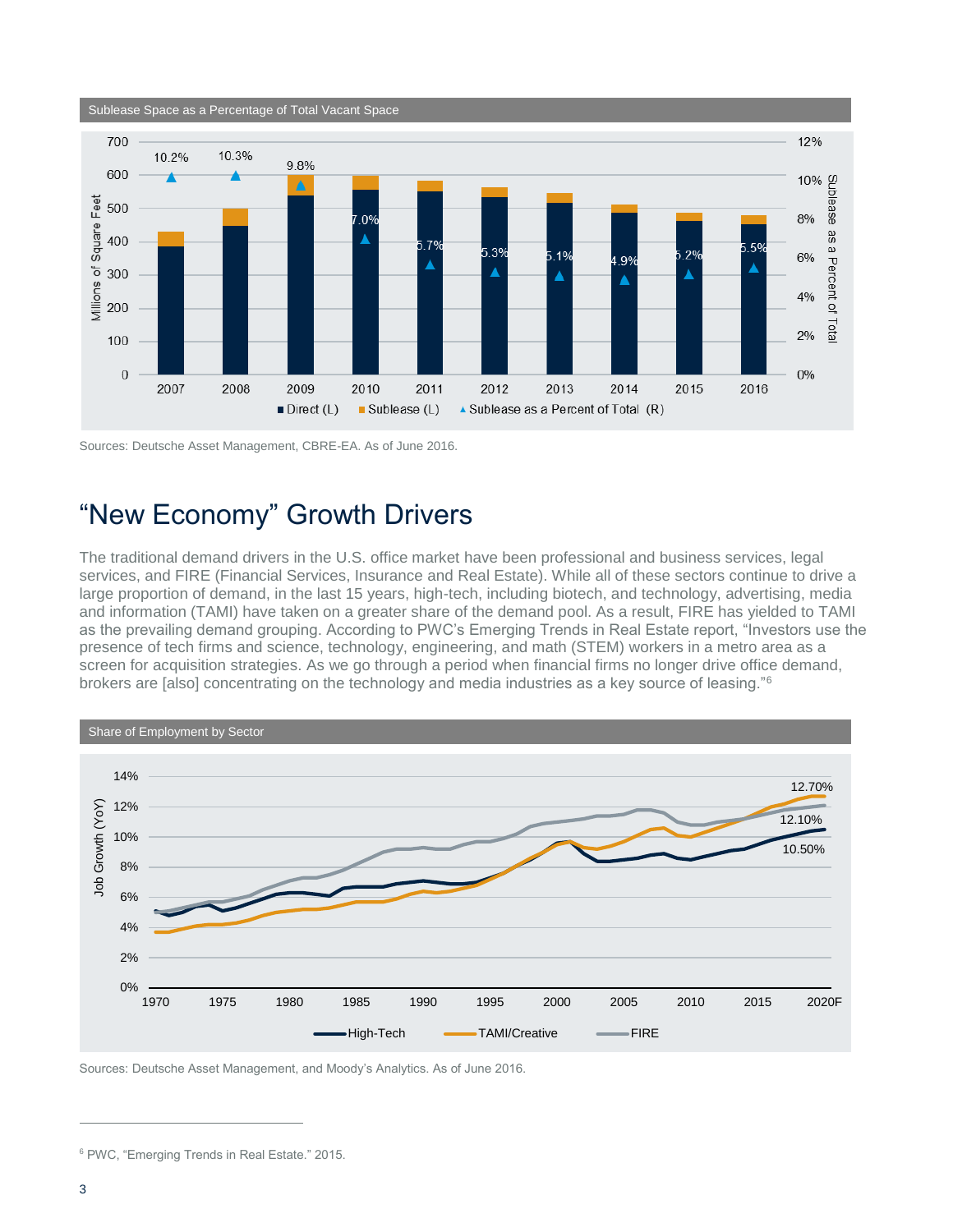Sublease Space as a Percentage of Total Vacant Space

700
600
500
400
300
200
100
0

Millions of Square Feet

12%
10%
8%
6%
4%
2%
0%

Sublease as a Percent of Total

10.2% 10.3% 9.8% 7.0% 5.7% 5.3% 5.1% 4.9% 5.2% 5.5%

2007 2008 2009 2010 2011 2012 2013 2014 2015 2016

Direct (L) Sublease (L) Sublease as a Percent of Total (R)

Sources: Deutsche Asset Management, CBRE-EA. As of June 2016.

## "New Economy" Growth Drivers

The traditional demand drivers in the U.S. office market have been professional and business services, legal services, and FIRE (Financial Services, Insurance and Real Estate). While all of these sectors continue to drive a large proportion of demand, in the last 15 years, high-tech, including biotech, and technology, advertising, media and information (TAMI) have taken on a greater share of the demand pool. As a result, FIRE has yielded to TAMI as the prevailing demand grouping. According to PWC's Emerging Trends in Real Estate report, "Investors use the presence of tech firms and science, technology, engineering, and math (STEM) workers in a metro area as a screen for acquisition strategies. As we go through a period when financial firms no longer drive office demand, brokers are [also] concentrating on the technology and media industries as a key source of leasing."[6]

Share of Employment by Sector

14%
12%
10%
8%
6%
4%
2%
0%

Job Growth (YoY)

12.70%
12.10%
10.50%

1970 1975 1980 1985 1990 1995 2000 2005 2010 2015 2020F

High-Tech TAMI/Creative FIRE

Sources: Deutsche Asset Management, and Moody's Analytics. As of June 2016.

[6] PWC, "Emerging Trends in Real Estate." 2015.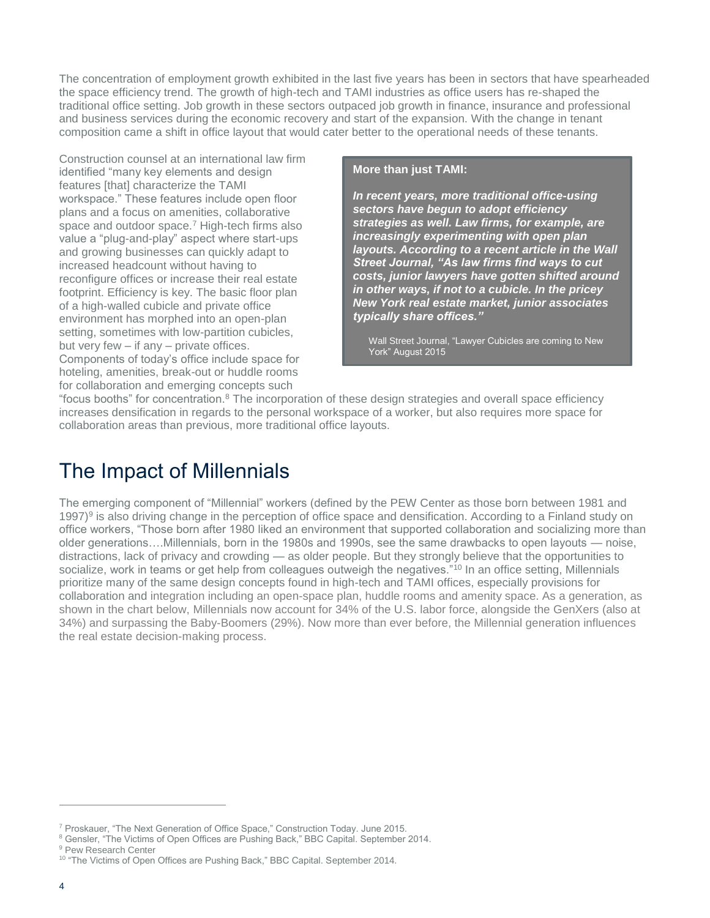The concentration of employment growth exhibited in the last five years has been in sectors that have spearheaded the space efficiency trend. The growth of high-tech and TAMI industries as office users has re-shaped the traditional office setting. Job growth in these sectors outpaced job growth in finance, insurance and professional and business services during the economic recovery and start of the expansion. With the change in tenant composition came a shift in office layout that would cater better to the operational needs of these tenants.

Construction counsel at an international law firm identified "many key elements and design features [that] characterize the TAMI workspace." These features include open floor plans and a focus on amenities, collaborative space and outdoor space.[7] High-tech firms also value a "plug-and-play" aspect where start-ups and growing businesses can quickly adapt to increased headcount without having to reconfigure offices or increase their real estate footprint. Efficiency is key. The basic floor plan of a high-walled cubicle and private office environment has morphed into an open-plan setting, sometimes with low-partition cubicles, but very few – if any – private offices. Components of today's office include space for hoteling, amenities, break-out or huddle rooms for collaboration and emerging concepts such "focus booths" for concentration.[8] The incorporation of these design strategies and overall space efficiency increases densification in regards to the personal workspace of a worker, but also requires more space for collaboration areas than previous, more traditional office layouts.

> **More than just TAMI:**
>
> ***In recent years, more traditional office-using sectors have begun to adopt efficiency strategies as well. Law firms, for example, are increasingly experimenting with open plan layouts. According to a recent article in the Wall Street Journal, "As law firms find ways to cut costs, junior lawyers have gotten shifted around in other ways, if not to a cubicle. In the pricey New York real estate market, junior associates typically share offices."***
>
> Wall Street Journal, "Lawyer Cubicles are coming to New York" August 2015

# The Impact of Millennials

The emerging component of "Millennial" workers (defined by the PEW Center as those born between 1981 and 1997)[9] is also driving change in the perception of office space and densification. According to a Finland study on office workers, "Those born after 1980 liked an environment that supported collaboration and socializing more than older generations….Millennials, born in the 1980s and 1990s, see the same drawbacks to open layouts — noise, distractions, lack of privacy and crowding — as older people. But they strongly believe that the opportunities to socialize, work in teams or get help from colleagues outweigh the negatives."[10] In an office setting, Millennials prioritize many of the same design concepts found in high-tech and TAMI offices, especially provisions for collaboration and integration including an open-space plan, huddle rooms and amenity space. As a generation, as shown in the chart below, Millennials now account for 34% of the U.S. labor force, alongside the GenXers (also at 34%) and surpassing the Baby-Boomers (29%). Now more than ever before, the Millennial generation influences the real estate decision-making process.

---

[7] Proskauer, "The Next Generation of Office Space," Construction Today. June 2015.
[8] Gensler, "The Victims of Open Offices are Pushing Back," BBC Capital. September 2014.
[9] Pew Research Center
[10] "The Victims of Open Offices are Pushing Back," BBC Capital. September 2014.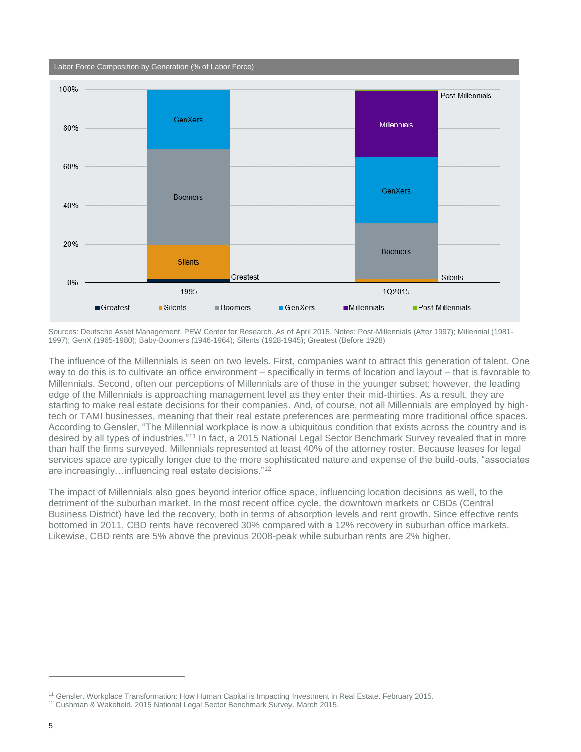Labor Force Composition by Generation (% of Labor Force)

Sources: Deutsche Asset Management, PEW Center for Research. As of April 2015. Notes: Post-Millennials (After 1997); Millennial (1981-1997); GenX (1965-1980); Baby-Boomers (1946-1964); Silents (1928-1945); Greatest (Before 1928)

The influence of the Millennials is seen on two levels. First, companies want to attract this generation of talent. One way to do this is to cultivate an office environment – specifically in terms of location and layout – that is favorable to Millennials. Second, often our perceptions of Millennials are of those in the younger subset; however, the leading edge of the Millennials is approaching management level as they enter their mid-thirties. As a result, they are starting to make real estate decisions for their companies. And, of course, not all Millennials are employed by high-tech or TAMI businesses, meaning that their real estate preferences are permeating more traditional office spaces. According to Gensler, "The Millennial workplace is now a ubiquitous condition that exists across the country and is desired by all types of industries."[11] In fact, a 2015 National Legal Sector Benchmark Survey revealed that in more than half the firms surveyed, Millennials represented at least 40% of the attorney roster. Because leases for legal services space are typically longer due to the more sophisticated nature and expense of the build-outs, "associates are increasingly…influencing real estate decisions."[12]

The impact of Millennials also goes beyond interior office space, influencing location decisions as well, to the detriment of the suburban market. In the most recent office cycle, the downtown markets or CBDs (Central Business District) have led the recovery, both in terms of absorption levels and rent growth. Since effective rents bottomed in 2011, CBD rents have recovered 30% compared with a 12% recovery in suburban office markets. Likewise, CBD rents are 5% above the previous 2008-peak while suburban rents are 2% higher.

[11] Gensler. Workplace Transformation: How Human Capital is Impacting Investment in Real Estate. February 2015.
[12] Cushman & Wakefield. 2015 National Legal Sector Benchmark Survey. March 2015.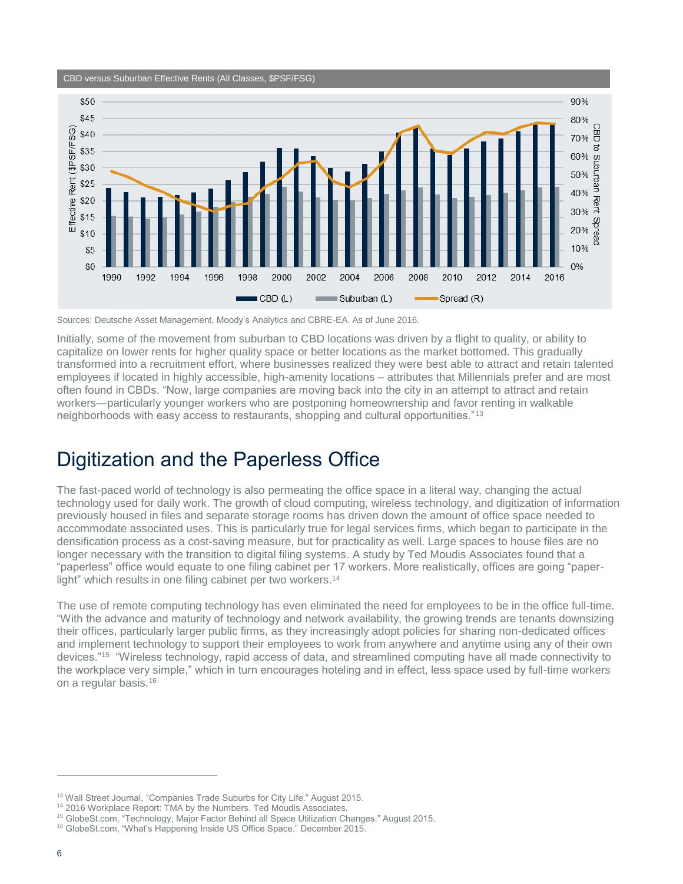CBD versus Suburban Effective Rents (All Classes, $PSF/FSG)

Effective Rent ($PSF/FSG)

$50
$45
$40
$35
$30
$25
$20
$15
$10
$5
$0

90%
80%
70%
60%
50%
40%
30%
20%
10%
0%

CBD to Suburban Rent Spread

1990 1992 1994 1996 1998 2000 2002 2004 2006 2008 2010 2012 2014 2016

CBD (L) Suburban (L) Spread (R)

Sources: Deutsche Asset Management, Moody's Analytics and CBRE-EA. As of June 2016.

Initially, some of the movement from suburban to CBD locations was driven by a flight to quality, or ability to capitalize on lower rents for higher quality space or better locations as the market bottomed. This gradually transformed into a recruitment effort, where businesses realized they were best able to attract and retain talented employees if located in highly accessible, high-amenity locations – attributes that Millennials prefer and are most often found in CBDs. "Now, large companies are moving back into the city in an attempt to attract and retain workers—particularly younger workers who are postponing homeownership and favor renting in walkable neighborhoods with easy access to restaurants, shopping and cultural opportunities."[13]

# Digitization and the Paperless Office

The fast-paced world of technology is also permeating the office space in a literal way, changing the actual technology used for daily work. The growth of cloud computing, wireless technology, and digitization of information previously housed in files and separate storage rooms has driven down the amount of office space needed to accommodate associated uses. This is particularly true for legal services firms, which began to participate in the densification process as a cost-saving measure, but for practicality as well. Large spaces to house files are no longer necessary with the transition to digital filing systems. A study by Ted Moudis Associates found that a "paperless" office would equate to one filing cabinet per 17 workers. More realistically, offices are going "paper-light" which results in one filing cabinet per two workers.[14]

The use of remote computing technology has even eliminated the need for employees to be in the office full-time. "With the advance and maturity of technology and network availability, the growing trends are tenants downsizing their offices, particularly larger public firms, as they increasingly adopt policies for sharing non-dedicated offices and implement technology to support their employees to work from anywhere and anytime using any of their own devices."[15] "Wireless technology, rapid access of data, and streamlined computing have all made connectivity to the workplace very simple," which in turn encourages hoteling and in effect, less space used by full-time workers on a regular basis.[16]

---

[13] Wall Street Journal, "Companies Trade Suburbs for City Life." August 2015.
[14] 2016 Workplace Report: TMA by the Numbers. Ted Moudis Associates.
[15] GlobeSt.com, "Technology, Major Factor Behind all Space Utilization Changes." August 2015.
[16] GlobeSt.com, "What's Happening Inside US Office Space." December 2015.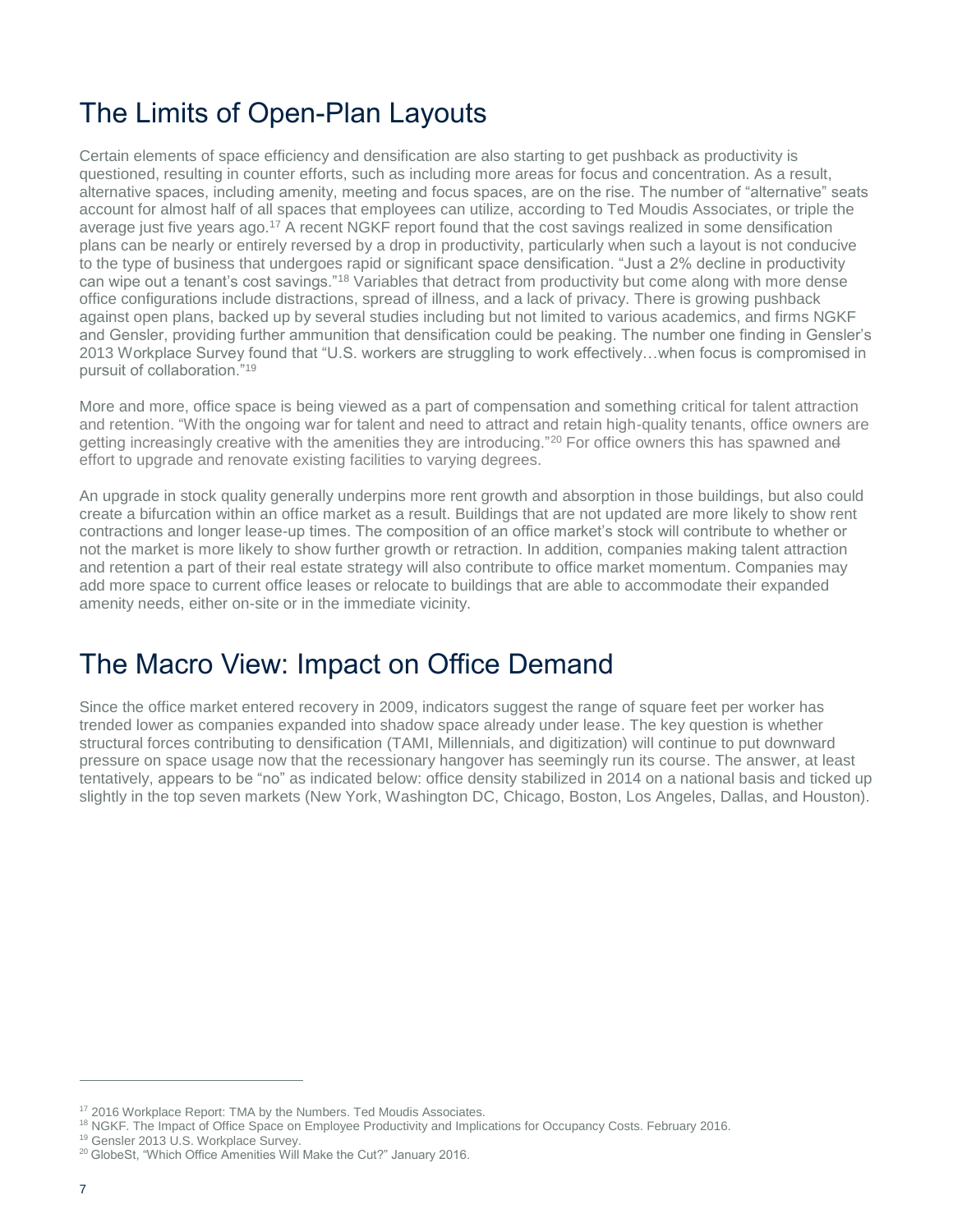## The Limits of Open-Plan Layouts

Certain elements of space efficiency and densification are also starting to get pushback as productivity is questioned, resulting in counter efforts, such as including more areas for focus and concentration. As a result, alternative spaces, including amenity, meeting and focus spaces, are on the rise. The number of "alternative" seats account for almost half of all spaces that employees can utilize, according to Ted Moudis Associates, or triple the average just five years ago.[17] A recent NGKF report found that the cost savings realized in some densification plans can be nearly or entirely reversed by a drop in productivity, particularly when such a layout is not conducive to the type of business that undergoes rapid or significant space densification. "Just a 2% decline in productivity can wipe out a tenant's cost savings."[18] Variables that detract from productivity but come along with more dense office configurations include distractions, spread of illness, and a lack of privacy. There is growing pushback against open plans, backed up by several studies including but not limited to various academics, and firms NGKF and Gensler, providing further ammunition that densification could be peaking. The number one finding in Gensler's 2013 Workplace Survey found that "U.S. workers are struggling to work effectively…when focus is compromised in pursuit of collaboration."[19]

More and more, office space is being viewed as a part of compensation and something critical for talent attraction and retention. "With the ongoing war for talent and need to attract and retain high-quality tenants, office owners are getting increasingly creative with the amenities they are introducing."[20] For office owners this has spawned and effort to upgrade and renovate existing facilities to varying degrees.

An upgrade in stock quality generally underpins more rent growth and absorption in those buildings, but also could create a bifurcation within an office market as a result. Buildings that are not updated are more likely to show rent contractions and longer lease-up times. The composition of an office market's stock will contribute to whether or not the market is more likely to show further growth or retraction. In addition, companies making talent attraction and retention a part of their real estate strategy will also contribute to office market momentum. Companies may add more space to current office leases or relocate to buildings that are able to accommodate their expanded amenity needs, either on-site or in the immediate vicinity.

## The Macro View: Impact on Office Demand

Since the office market entered recovery in 2009, indicators suggest the range of square feet per worker has trended lower as companies expanded into shadow space already under lease. The key question is whether structural forces contributing to densification (TAMI, Millennials, and digitization) will continue to put downward pressure on space usage now that the recessionary hangover has seemingly run its course. The answer, at least tentatively, appears to be "no" as indicated below: office density stabilized in 2014 on a national basis and ticked up slightly in the top seven markets (New York, Washington DC, Chicago, Boston, Los Angeles, Dallas, and Houston).

---

[17] 2016 Workplace Report: TMA by the Numbers. Ted Moudis Associates.

[18] NGKF. The Impact of Office Space on Employee Productivity and Implications for Occupancy Costs. February 2016.

[19] Gensler 2013 U.S. Workplace Survey.

[20] GlobeSt, "Which Office Amenities Will Make the Cut?" January 2016.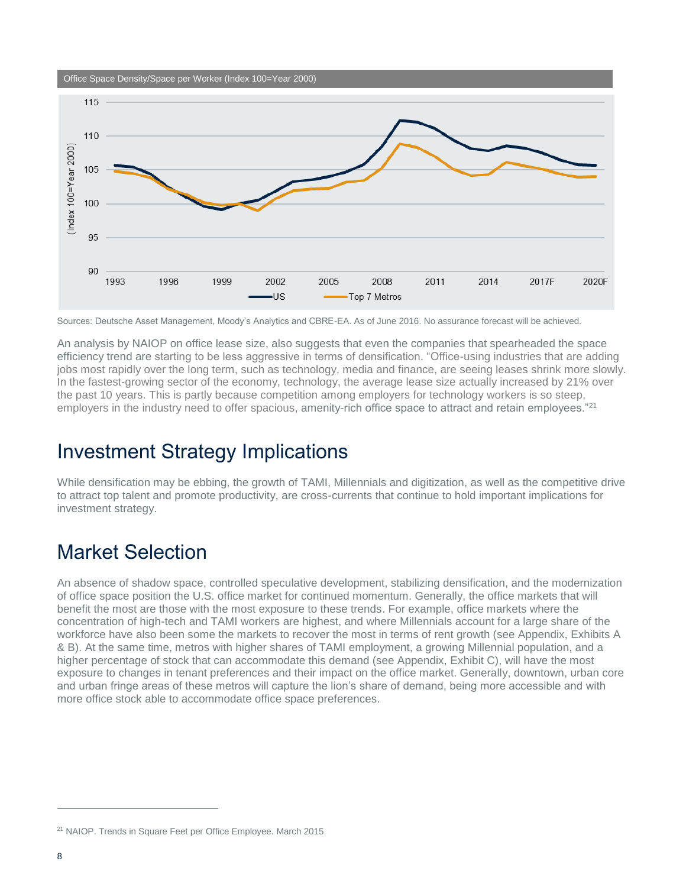Office Space Density/Space per Worker (Index 100=Year 2000)

115
110
105
100
95
90

(Index 100=Year 2000)

1993 1996 1999 2002 2005 2008 2011 2014 2017F 2020F

US
Top 7 Metros

Sources: Deutsche Asset Management, Moody's Analytics and CBRE-EA. As of June 2016. No assurance forecast will be achieved.

An analysis by NAIOP on office lease size, also suggests that even the companies that spearheaded the space efficiency trend are starting to be less aggressive in terms of densification. "Office-using industries that are adding jobs most rapidly over the long term, such as technology, media and finance, are seeing leases shrink more slowly. In the fastest-growing sector of the economy, technology, the average lease size actually increased by 21% over the past 10 years. This is partly because competition among employers for technology workers is so steep, employers in the industry need to offer spacious, amenity-rich office space to attract and retain employees."[21]

## Investment Strategy Implications

While densification may be ebbing, the growth of TAMI, Millennials and digitization, as well as the competitive drive to attract top talent and promote productivity, are cross-currents that continue to hold important implications for investment strategy.

## Market Selection

An absence of shadow space, controlled speculative development, stabilizing densification, and the modernization of office space position the U.S. office market for continued momentum. Generally, the office markets that will benefit the most are those with the most exposure to these trends. For example, office markets where the concentration of high-tech and TAMI workers are highest, and where Millennials account for a large share of the workforce have also been some the markets to recover the most in terms of rent growth (see Appendix, Exhibits A & B). At the same time, metros with higher shares of TAMI employment, a growing Millennial population, and a higher percentage of stock that can accommodate this demand (see Appendix, Exhibit C), will have the most exposure to changes in tenant preferences and their impact on the office market. Generally, downtown, urban core and urban fringe areas of these metros will capture the lion's share of demand, being more accessible and with more office stock able to accommodate office space preferences.

[21] NAIOP. Trends in Square Feet per Office Employee. March 2015.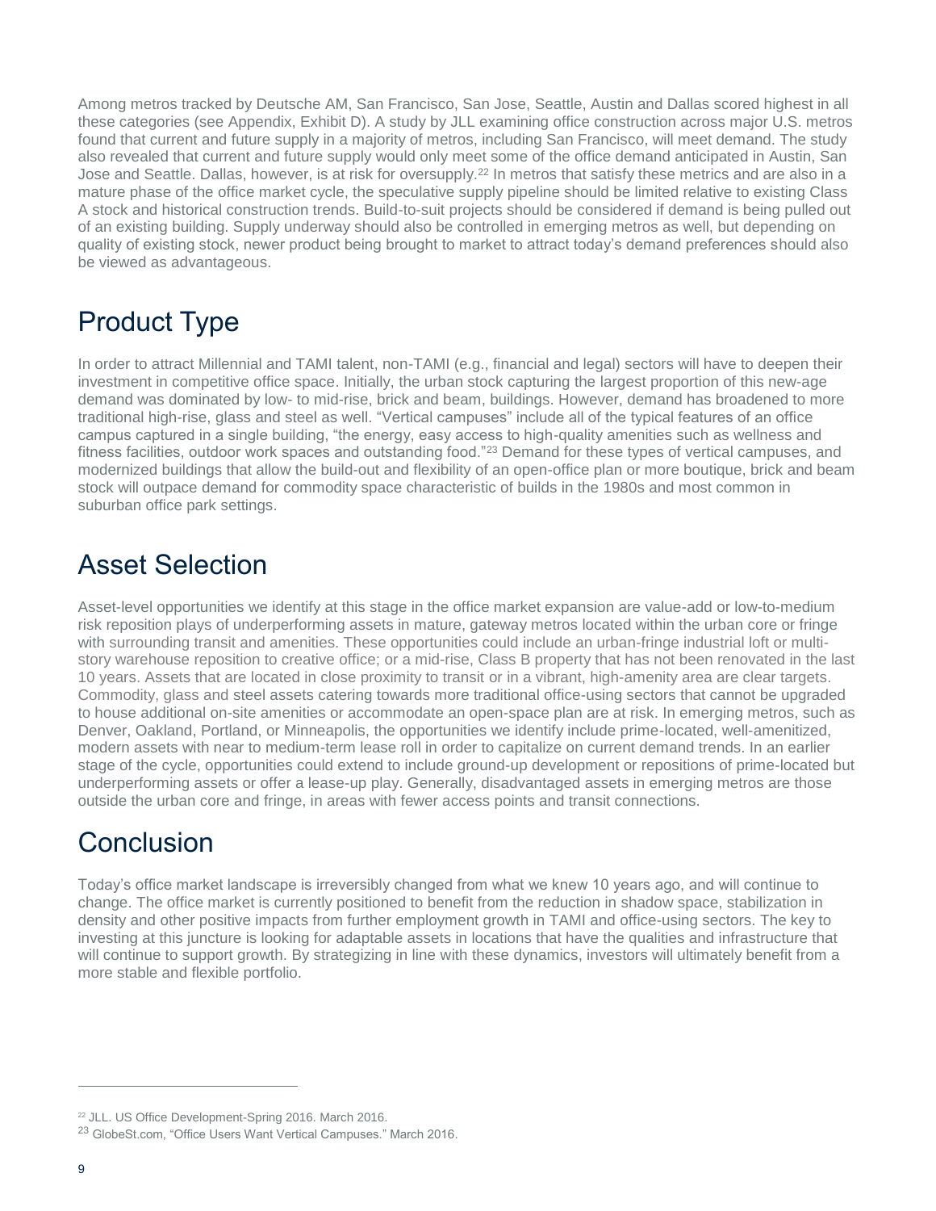Among metros tracked by Deutsche AM, San Francisco, San Jose, Seattle, Austin and Dallas scored highest in all these categories (see Appendix, Exhibit D). A study by JLL examining office construction across major U.S. metros found that current and future supply in a majority of metros, including San Francisco, will meet demand. The study also revealed that current and future supply would only meet some of the office demand anticipated in Austin, San Jose and Seattle. Dallas, however, is at risk for oversupply.[22] In metros that satisfy these metrics and are also in a mature phase of the office market cycle, the speculative supply pipeline should be limited relative to existing Class A stock and historical construction trends. Build-to-suit projects should be considered if demand is being pulled out of an existing building. Supply underway should also be controlled in emerging metros as well, but depending on quality of existing stock, newer product being brought to market to attract today's demand preferences should also be viewed as advantageous.

## Product Type

In order to attract Millennial and TAMI talent, non-TAMI (e.g., financial and legal) sectors will have to deepen their investment in competitive office space. Initially, the urban stock capturing the largest proportion of this new-age demand was dominated by low- to mid-rise, brick and beam, buildings. However, demand has broadened to more traditional high-rise, glass and steel as well. "Vertical campuses" include all of the typical features of an office campus captured in a single building, "the energy, easy access to high-quality amenities such as wellness and fitness facilities, outdoor work spaces and outstanding food."[23] Demand for these types of vertical campuses, and modernized buildings that allow the build-out and flexibility of an open-office plan or more boutique, brick and beam stock will outpace demand for commodity space characteristic of builds in the 1980s and most common in suburban office park settings.

## Asset Selection

Asset-level opportunities we identify at this stage in the office market expansion are value-add or low-to-medium risk reposition plays of underperforming assets in mature, gateway metros located within the urban core or fringe with surrounding transit and amenities. These opportunities could include an urban-fringe industrial loft or multi-story warehouse reposition to creative office; or a mid-rise, Class B property that has not been renovated in the last 10 years. Assets that are located in close proximity to transit or in a vibrant, high-amenity area are clear targets. Commodity, glass and steel assets catering towards more traditional office-using sectors that cannot be upgraded to house additional on-site amenities or accommodate an open-space plan are at risk. In emerging metros, such as Denver, Oakland, Portland, or Minneapolis, the opportunities we identify include prime-located, well-amenitized, modern assets with near to medium-term lease roll in order to capitalize on current demand trends. In an earlier stage of the cycle, opportunities could extend to include ground-up development or repositions of prime-located but underperforming assets or offer a lease-up play. Generally, disadvantaged assets in emerging metros are those outside the urban core and fringe, in areas with fewer access points and transit connections.

## Conclusion

Today's office market landscape is irreversibly changed from what we knew 10 years ago, and will continue to change. The office market is currently positioned to benefit from the reduction in shadow space, stabilization in density and other positive impacts from further employment growth in TAMI and office-using sectors. The key to investing at this juncture is looking for adaptable assets in locations that have the qualities and infrastructure that will continue to support growth. By strategizing in line with these dynamics, investors will ultimately benefit from a more stable and flexible portfolio.

---

[22] JLL. US Office Development-Spring 2016. March 2016.

[23] GlobeSt.com, "Office Users Want Vertical Campuses." March 2016.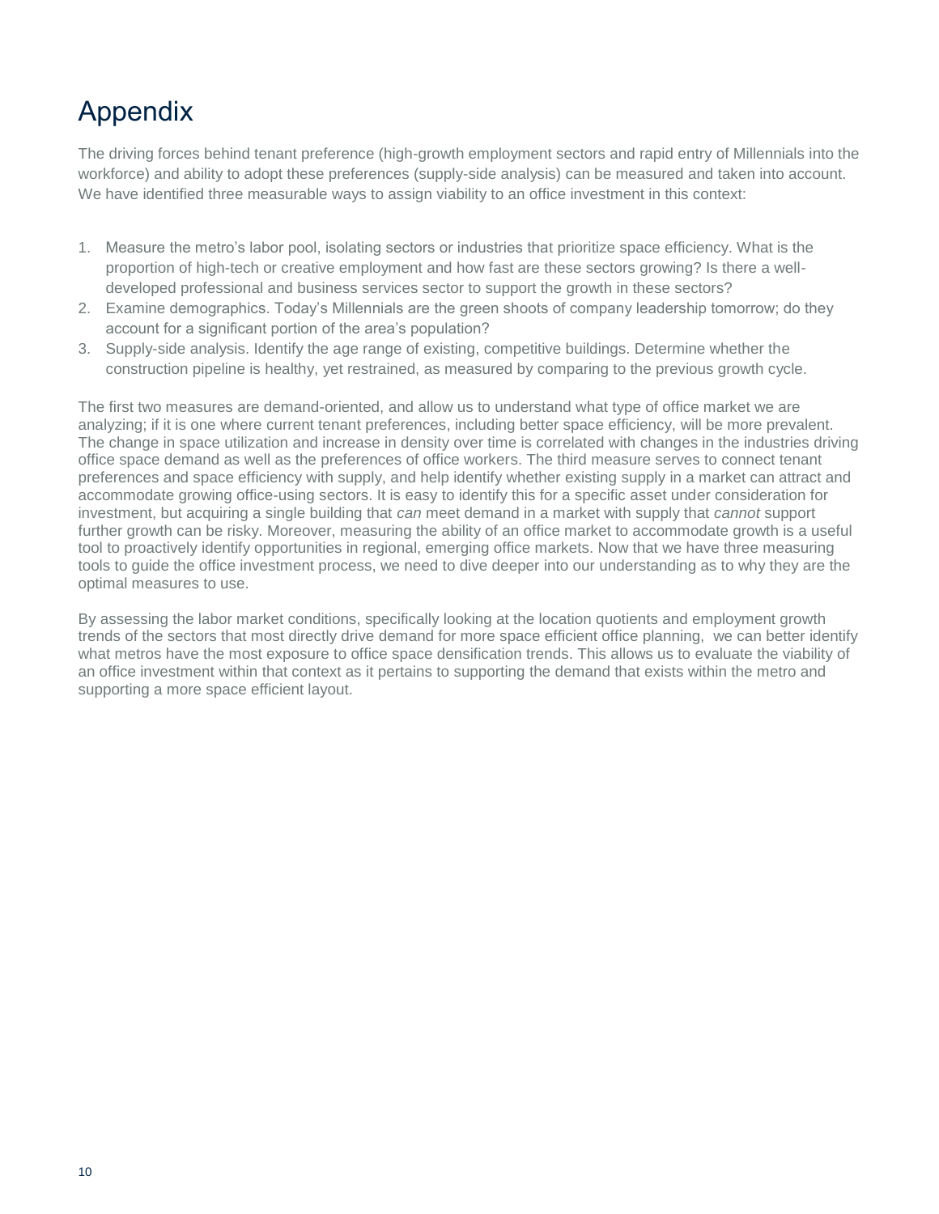# Appendix

The driving forces behind tenant preference (high-growth employment sectors and rapid entry of Millennials into the workforce) and ability to adopt these preferences (supply-side analysis) can be measured and taken into account. We have identified three measurable ways to assign viability to an office investment in this context:

1. Measure the metro's labor pool, isolating sectors or industries that prioritize space efficiency. What is the proportion of high-tech or creative employment and how fast are these sectors growing? Is there a well-developed professional and business services sector to support the growth in these sectors?
2. Examine demographics. Today's Millennials are the green shoots of company leadership tomorrow; do they account for a significant portion of the area's population?
3. Supply-side analysis. Identify the age range of existing, competitive buildings. Determine whether the construction pipeline is healthy, yet restrained, as measured by comparing to the previous growth cycle.

The first two measures are demand-oriented, and allow us to understand what type of office market we are analyzing; if it is one where current tenant preferences, including better space efficiency, will be more prevalent. The change in space utilization and increase in density over time is correlated with changes in the industries driving office space demand as well as the preferences of office workers. The third measure serves to connect tenant preferences and space efficiency with supply, and help identify whether existing supply in a market can attract and accommodate growing office-using sectors. It is easy to identify this for a specific asset under consideration for investment, but acquiring a single building that *can* meet demand in a market with supply that *cannot* support further growth can be risky. Moreover, measuring the ability of an office market to accommodate growth is a useful tool to proactively identify opportunities in regional, emerging office markets. Now that we have three measuring tools to guide the office investment process, we need to dive deeper into our understanding as to why they are the optimal measures to use.

By assessing the labor market conditions, specifically looking at the location quotients and employment growth trends of the sectors that most directly drive demand for more space efficient office planning, we can better identify what metros have the most exposure to office space densification trends. This allows us to evaluate the viability of an office investment within that context as it pertains to supporting the demand that exists within the metro and supporting a more space efficient layout.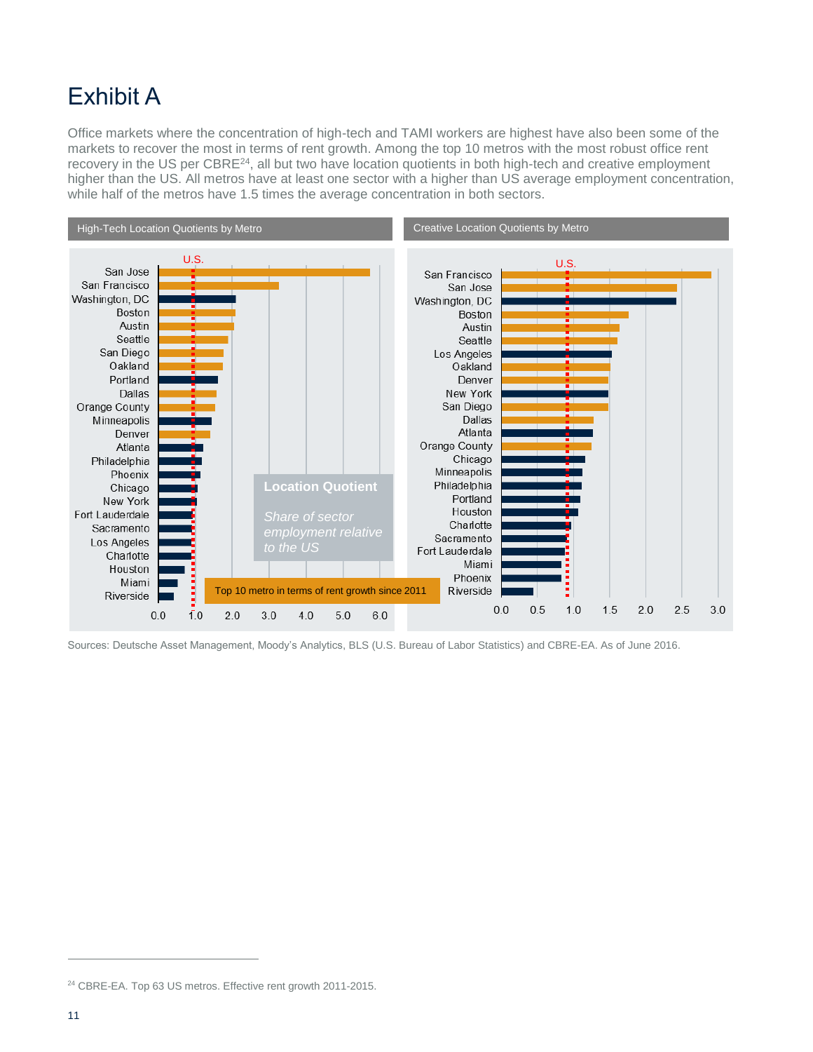# Exhibit A

Office markets where the concentration of high-tech and TAMI workers are highest have also been some of the markets to recover the most in terms of rent growth. Among the top 10 metros with the most robust office rent recovery in the US per CBRE[24], all but two have location quotients in both high-tech and creative employment higher than the US. All metros have at least one sector with a higher than US average employment concentration, while half of the metros have 1.5 times the average concentration in both sectors.

High-Tech Location Quotients by Metro

U.S.

San Jose
San Francisco
Washington, DC
Boston
Austin
Seattle
San Diego
Oakland
Portland
Dallas
Orange County
Minneapolis
Denver
Atlanta
Philadelphia
Phoenix
Chicago
New York
Fort Lauderdale
Sacramento
Los Angeles
Charlotte
Houston
Miami
Riverside

0.0 1.0 2.0 3.0 4.0 5.0 6.0

Location Quotient

*Share of sector employment relative to the US*

Top 10 metro in terms of rent growth since 2011

Creative Location Quotients by Metro

U.S.

San Francisco
San Jose
Washington, DC
Boston
Austin
Seattle
Los Angeles
Oakland
Denver
New York
San Diego
Dallas
Atlanta
Orange County
Chicago
Minneapolis
Philadelphia
Portland
Houston
Charlotte
Sacramento
Fort Lauderdale
Miami
Phoenix
Riverside

0.0 0.5 1.0 1.5 2.0 2.5 3.0

Sources: Deutsche Asset Management, Moody's Analytics, BLS (U.S. Bureau of Labor Statistics) and CBRE-EA. As of June 2016.

[24] CBRE-EA. Top 63 US metros. Effective rent growth 2011-2015.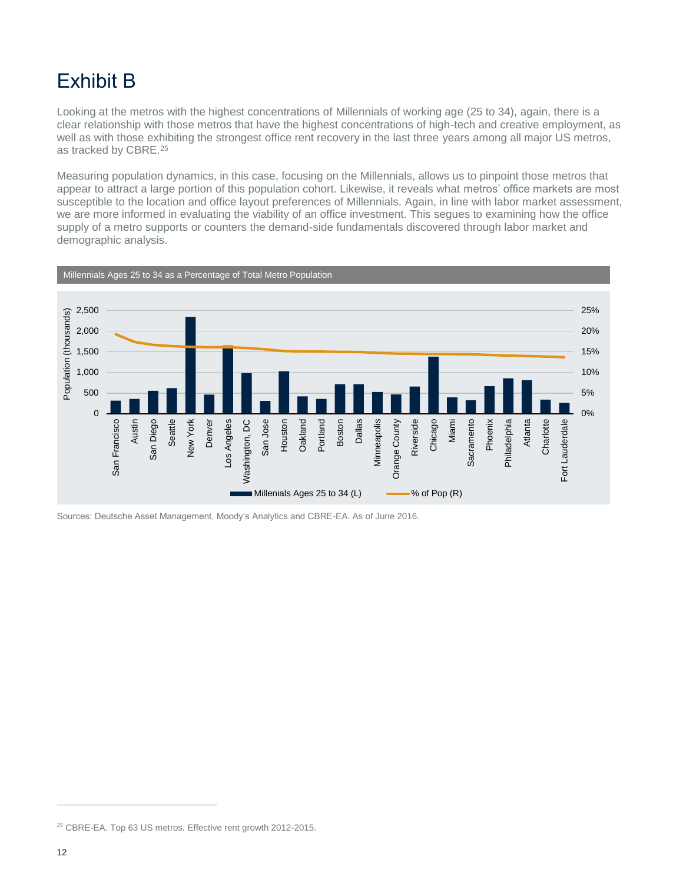# Exhibit B

Looking at the metros with the highest concentrations of Millennials of working age (25 to 34), again, there is a clear relationship with those metros that have the highest concentrations of high-tech and creative employment, as well as with those exhibiting the strongest office rent recovery in the last three years among all major US metros, as tracked by CBRE.[25]

Measuring population dynamics, in this case, focusing on the Millennials, allows us to pinpoint those metros that appear to attract a large portion of this population cohort. Likewise, it reveals what metros' office markets are most susceptible to the location and office layout preferences of Millennials. Again, in line with labor market assessment, we are more informed in evaluating the viability of an office investment. This segues to examining how the office supply of a metro supports or counters the demand-side fundamentals discovered through labor market and demographic analysis.

Millennials Ages 25 to 34 as a Percentage of Total Metro Population

Population (thousands)

2,500
2,000
1,500
1,000
500
0

25%
20%
15%
10%
5%
0%

San Francisco, Austin, San Diego, Seattle, New York, Denver, Los Angeles, Washington, DC, San Jose, Houston, Oakland, Portland, Boston, Dallas, Minneapolis, Orange County, Riverside, Chicago, Miami, Sacramento, Phoenix, Philadelphia, Atlanta, Charlotte, Fort Lauderdale

Millenials Ages 25 to 34 (L)
% of Pop (R)

Sources: Deutsche Asset Management, Moody's Analytics and CBRE-EA. As of June 2016.

[25] CBRE-EA. Top 63 US metros. Effective rent growth 2012-2015.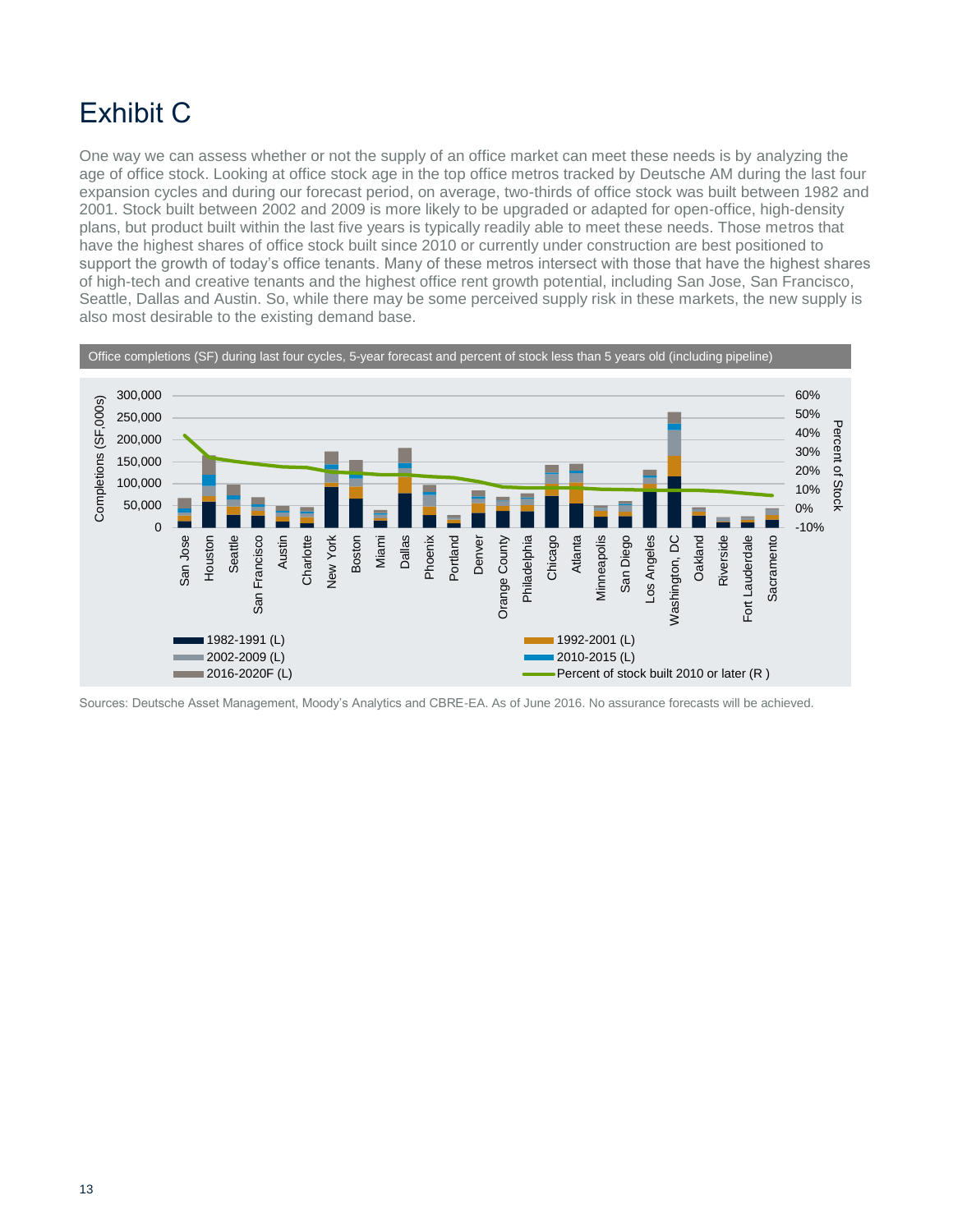# Exhibit C

One way we can assess whether or not the supply of an office market can meet these needs is by analyzing the age of office stock. Looking at office stock age in the top office metros tracked by Deutsche AM during the last four expansion cycles and during our forecast period, on average, two-thirds of office stock was built between 1982 and 2001. Stock built between 2002 and 2009 is more likely to be upgraded or adapted for open-office, high-density plans, but product built within the last five years is typically readily able to meet these needs. Those metros that have the highest shares of office stock built since 2010 or currently under construction are best positioned to support the growth of today's office tenants. Many of these metros intersect with those that have the highest shares of high-tech and creative tenants and the highest office rent growth potential, including San Jose, San Francisco, Seattle, Dallas and Austin. So, while there may be some perceived supply risk in these markets, the new supply is also most desirable to the existing demand base.

Office completions (SF) during last four cycles, 5-year forecast and percent of stock less than 5 years old (including pipeline)

Completions (SF,000s)

300,000
250,000
200,000
150,000
100,000
50,000
0

Percent of Stock

60%
50%
40%
30%
20%
10%
0%
-10%

San Jose, Houston, Seattle, San Francisco, Austin, Charlotte, New York, Boston, Miami, Dallas, Phoenix, Portland, Denver, Orange County, Philadelphia, Chicago, Atlanta, Minneapolis, San Diego, Los Angeles, Washington, DC, Oakland, Riverside, Fort Lauderdale, Sacramento

1982-1991 (L)
1992-2001 (L)
2002-2009 (L)
2010-2015 (L)
2016-2020F (L)
Percent of stock built 2010 or later (R )

Sources: Deutsche Asset Management, Moody's Analytics and CBRE-EA. As of June 2016. No assurance forecasts will be achieved.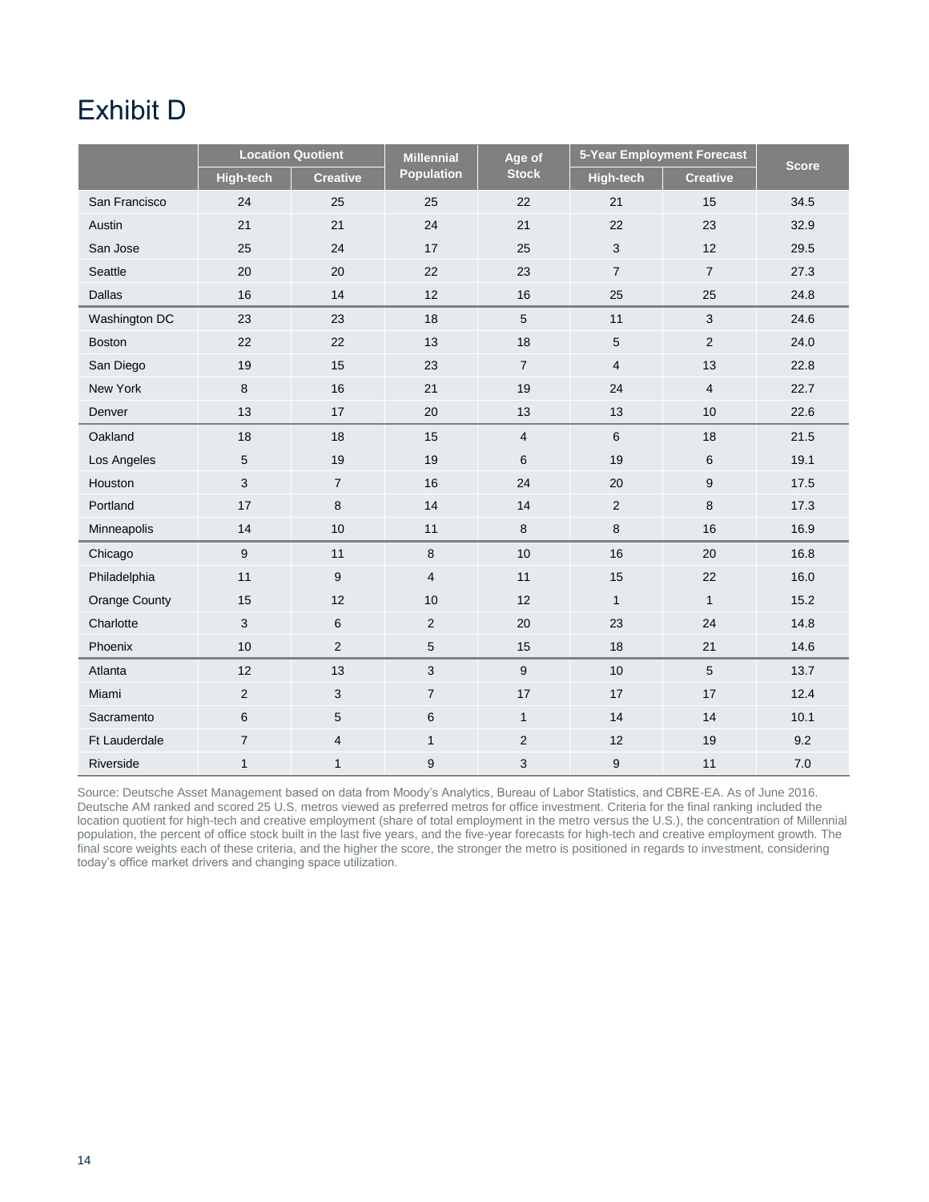# Exhibit D

| | Location Quotient | | Millennial Population | Age of Stock | 5-Year Employment Forecast | | Score |
|---|---|---|---|---|---|---|---|
| | High-tech | Creative | | | High-tech | Creative | |
| San Francisco | 24 | 25 | 25 | 22 | 21 | 15 | 34.5 |
| Austin | 21 | 21 | 24 | 21 | 22 | 23 | 32.9 |
| San Jose | 25 | 24 | 17 | 25 | 3 | 12 | 29.5 |
| Seattle | 20 | 20 | 22 | 23 | 7 | 7 | 27.3 |
| Dallas | 16 | 14 | 12 | 16 | 25 | 25 | 24.8 |
| Washington DC | 23 | 23 | 18 | 5 | 11 | 3 | 24.6 |
| Boston | 22 | 22 | 13 | 18 | 5 | 2 | 24.0 |
| San Diego | 19 | 15 | 23 | 7 | 4 | 13 | 22.8 |
| New York | 8 | 16 | 21 | 19 | 24 | 4 | 22.7 |
| Denver | 13 | 17 | 20 | 13 | 13 | 10 | 22.6 |
| Oakland | 18 | 18 | 15 | 4 | 6 | 18 | 21.5 |
| Los Angeles | 5 | 19 | 19 | 6 | 19 | 6 | 19.1 |
| Houston | 3 | 7 | 16 | 24 | 20 | 9 | 17.5 |
| Portland | 17 | 8 | 14 | 14 | 2 | 8 | 17.3 |
| Minneapolis | 14 | 10 | 11 | 8 | 8 | 16 | 16.9 |
| Chicago | 9 | 11 | 8 | 10 | 16 | 20 | 16.8 |
| Philadelphia | 11 | 9 | 4 | 11 | 15 | 22 | 16.0 |
| Orange County | 15 | 12 | 10 | 12 | 1 | 1 | 15.2 |
| Charlotte | 3 | 6 | 2 | 20 | 23 | 24 | 14.8 |
| Phoenix | 10 | 2 | 5 | 15 | 18 | 21 | 14.6 |
| Atlanta | 12 | 13 | 3 | 9 | 10 | 5 | 13.7 |
| Miami | 2 | 3 | 7 | 17 | 17 | 17 | 12.4 |
| Sacramento | 6 | 5 | 6 | 1 | 14 | 14 | 10.1 |
| Ft Lauderdale | 7 | 4 | 1 | 2 | 12 | 19 | 9.2 |
| Riverside | 1 | 1 | 9 | 3 | 9 | 11 | 7.0 |

Source: Deutsche Asset Management based on data from Moody's Analytics, Bureau of Labor Statistics, and CBRE-EA. As of June 2016. Deutsche AM ranked and scored 25 U.S. metros viewed as preferred metros for office investment. Criteria for the final ranking included the location quotient for high-tech and creative employment (share of total employment in the metro versus the U.S.), the concentration of Millennial population, the percent of office stock built in the last five years, and the five-year forecasts for high-tech and creative employment growth. The final score weights each of these criteria, and the higher the score, the stronger the metro is positioned in regards to investment, considering today's office market drivers and changing space utilization.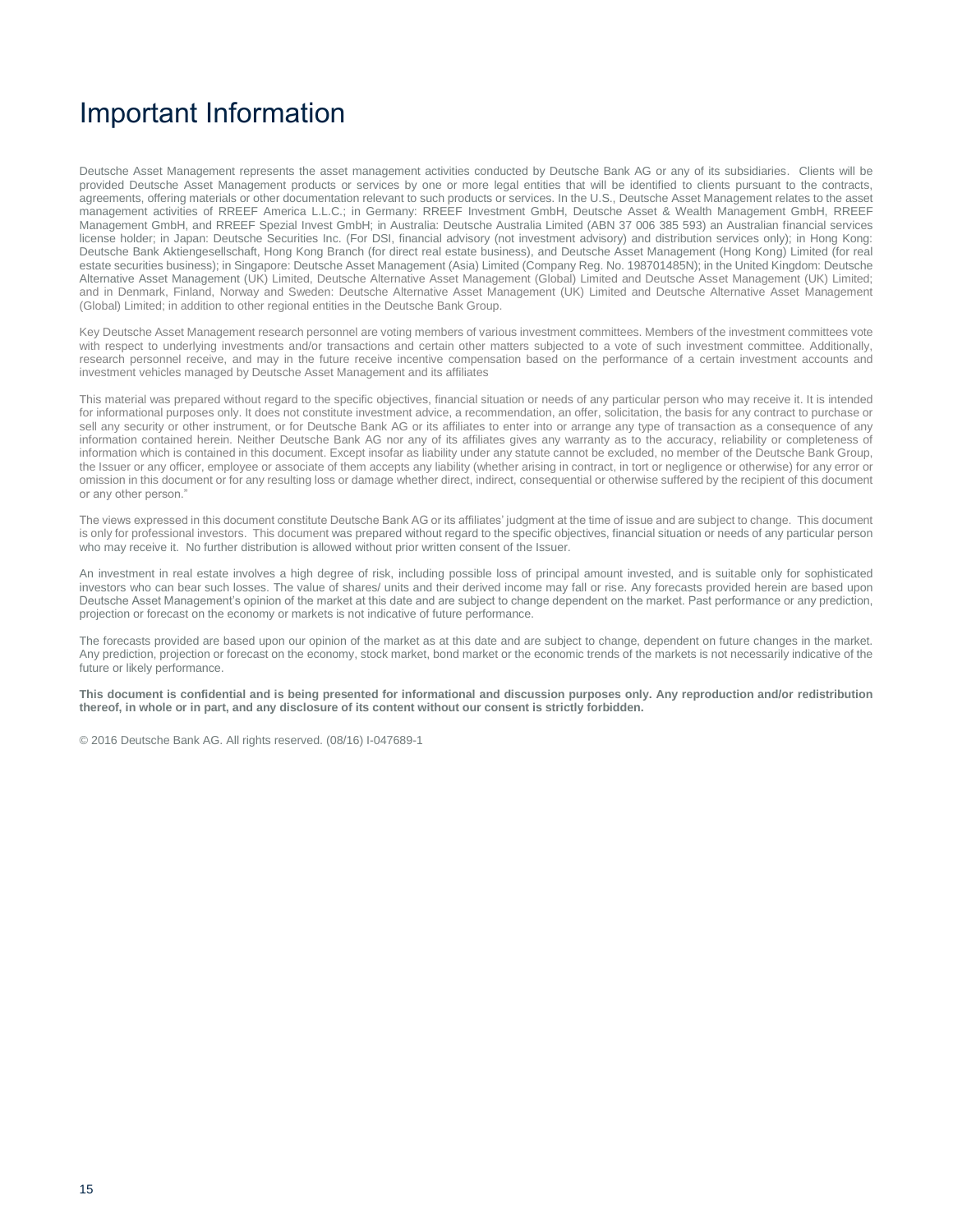# Important Information

Deutsche Asset Management represents the asset management activities conducted by Deutsche Bank AG or any of its subsidiaries. Clients will be provided Deutsche Asset Management products or services by one or more legal entities that will be identified to clients pursuant to the contracts, agreements, offering materials or other documentation relevant to such products or services. In the U.S., Deutsche Asset Management relates to the asset management activities of RREEF America L.L.C.; in Germany: RREEF Investment GmbH, Deutsche Asset & Wealth Management GmbH, RREEF Management GmbH, and RREEF Spezial Invest GmbH; in Australia: Deutsche Australia Limited (ABN 37 006 385 593) an Australian financial services license holder; in Japan: Deutsche Securities Inc. (For DSI, financial advisory (not investment advisory) and distribution services only); in Hong Kong: Deutsche Bank Aktiengesellschaft, Hong Kong Branch (for direct real estate business), and Deutsche Asset Management (Hong Kong) Limited (for real estate securities business); in Singapore: Deutsche Asset Management (Asia) Limited (Company Reg. No. 198701485N); in the United Kingdom: Deutsche Alternative Asset Management (UK) Limited, Deutsche Alternative Asset Management (Global) Limited and Deutsche Asset Management (UK) Limited; and in Denmark, Finland, Norway and Sweden: Deutsche Alternative Asset Management (UK) Limited and Deutsche Alternative Asset Management (Global) Limited; in addition to other regional entities in the Deutsche Bank Group.

Key Deutsche Asset Management research personnel are voting members of various investment committees. Members of the investment committees vote with respect to underlying investments and/or transactions and certain other matters subjected to a vote of such investment committee. Additionally, research personnel receive, and may in the future receive incentive compensation based on the performance of a certain investment accounts and investment vehicles managed by Deutsche Asset Management and its affiliates

This material was prepared without regard to the specific objectives, financial situation or needs of any particular person who may receive it. It is intended for informational purposes only. It does not constitute investment advice, a recommendation, an offer, solicitation, the basis for any contract to purchase or sell any security or other instrument, or for Deutsche Bank AG or its affiliates to enter into or arrange any type of transaction as a consequence of any information contained herein. Neither Deutsche Bank AG nor any of its affiliates gives any warranty as to the accuracy, reliability or completeness of information which is contained in this document. Except insofar as liability under any statute cannot be excluded, no member of the Deutsche Bank Group, the Issuer or any officer, employee or associate of them accepts any liability (whether arising in contract, in tort or negligence or otherwise) for any error or omission in this document or for any resulting loss or damage whether direct, indirect, consequential or otherwise suffered by the recipient of this document or any other person."

The views expressed in this document constitute Deutsche Bank AG or its affiliates' judgment at the time of issue and are subject to change. This document is only for professional investors. This document was prepared without regard to the specific objectives, financial situation or needs of any particular person who may receive it. No further distribution is allowed without prior written consent of the Issuer.

An investment in real estate involves a high degree of risk, including possible loss of principal amount invested, and is suitable only for sophisticated investors who can bear such losses. The value of shares/ units and their derived income may fall or rise. Any forecasts provided herein are based upon Deutsche Asset Management's opinion of the market at this date and are subject to change dependent on the market. Past performance or any prediction, projection or forecast on the economy or markets is not indicative of future performance.

The forecasts provided are based upon our opinion of the market as at this date and are subject to change, dependent on future changes in the market. Any prediction, projection or forecast on the economy, stock market, bond market or the economic trends of the markets is not necessarily indicative of the future or likely performance.

**This document is confidential and is being presented for informational and discussion purposes only. Any reproduction and/or redistribution thereof, in whole or in part, and any disclosure of its content without our consent is strictly forbidden.**

© 2016 Deutsche Bank AG. All rights reserved. (08/16) I-047689-1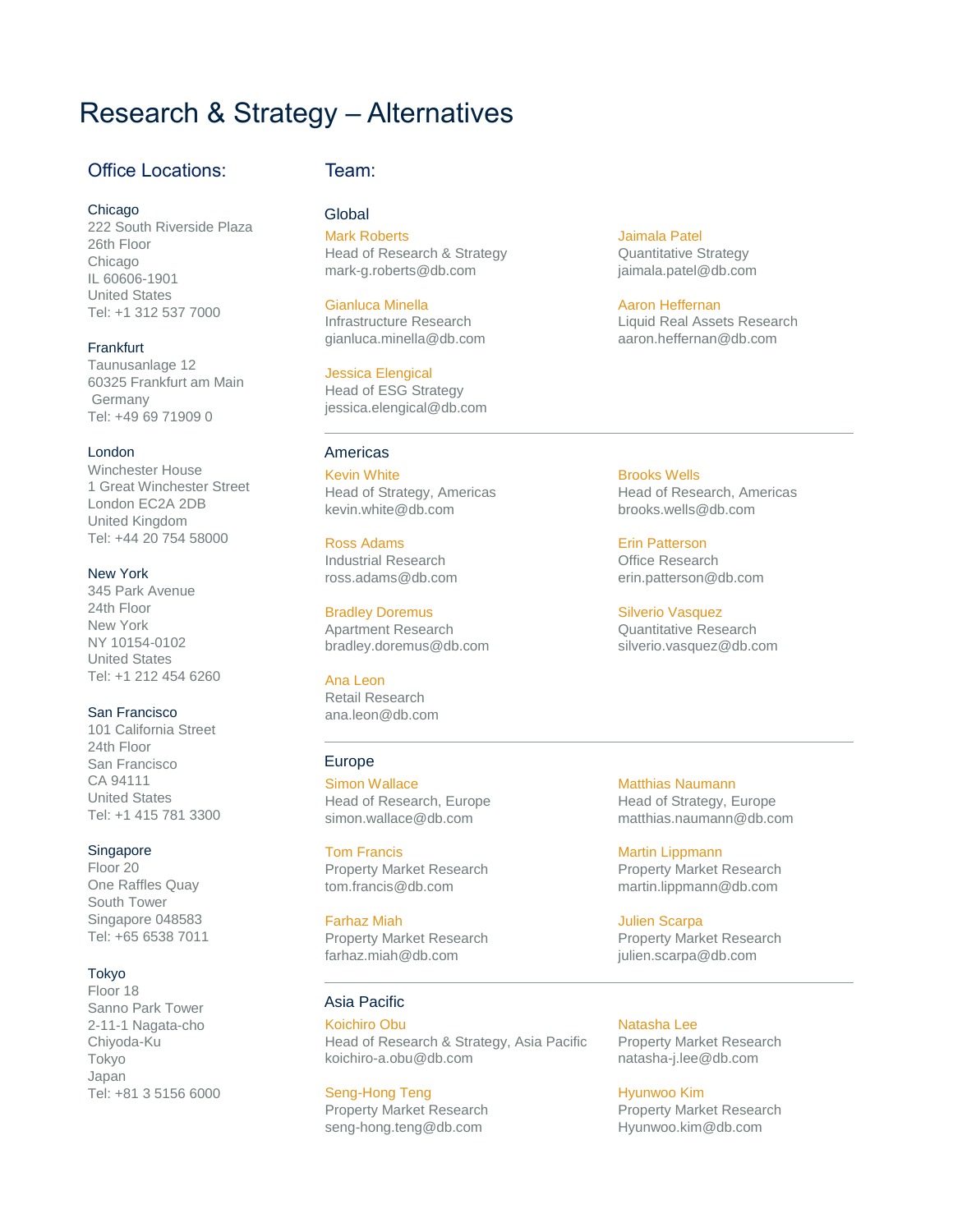# Research & Strategy – Alternatives

## Office Locations:

### Chicago
222 South Riverside Plaza
26th Floor
Chicago
IL 60606-1901
United States
Tel: +1 312 537 7000

### Frankfurt
Taunusanlage 12
60325 Frankfurt am Main
Germany
Tel: +49 69 71909 0

### London
Winchester House
1 Great Winchester Street
London EC2A 2DB
United Kingdom
Tel: +44 20 754 58000

### New York
345 Park Avenue
24th Floor
New York
NY 10154-0102
United States
Tel: +1 212 454 6260

### San Francisco
101 California Street
24th Floor
San Francisco
CA 94111
United States
Tel: +1 415 781 3300

### Singapore
Floor 20
One Raffles Quay
South Tower
Singapore 048583
Tel: +65 6538 7011

### Tokyo
Floor 18
Sanno Park Tower
2-11-1 Nagata-cho
Chiyoda-Ku
Tokyo
Japan
Tel: +81 3 5156 6000

## Team:

### Global

Mark Roberts
Head of Research & Strategy
mark-g.roberts@db.com

Jaimala Patel
Quantitative Strategy
jaimala.patel@db.com

Gianluca Minella
Infrastructure Research
gianluca.minella@db.com

Aaron Heffernan
Liquid Real Assets Research
aaron.heffernan@db.com

Jessica Elengical
Head of ESG Strategy
jessica.elengical@db.com

### Americas

Kevin White
Head of Strategy, Americas
kevin.white@db.com

Brooks Wells
Head of Research, Americas
brooks.wells@db.com

Ross Adams
Industrial Research
ross.adams@db.com

Erin Patterson
Office Research
erin.patterson@db.com

Bradley Doremus
Apartment Research
bradley.doremus@db.com

Silverio Vasquez
Quantitative Research
silverio.vasquez@db.com

Ana Leon
Retail Research
ana.leon@db.com

### Europe

Simon Wallace
Head of Research, Europe
simon.wallace@db.com

Matthias Naumann
Head of Strategy, Europe
matthias.naumann@db.com

Tom Francis
Property Market Research
tom.francis@db.com

Martin Lippmann
Property Market Research
martin.lippmann@db.com

Farhaz Miah
Property Market Research
farhaz.miah@db.com

Julien Scarpa
Property Market Research
julien.scarpa@db.com

### Asia Pacific

Koichiro Obu
Head of Research & Strategy, Asia Pacific
koichiro-a.obu@db.com

Natasha Lee
Property Market Research
natasha-j.lee@db.com

Seng-Hong Teng
Property Market Research
seng-hong.teng@db.com

Hyunwoo Kim
Property Market Research
Hyunwoo.kim@db.com